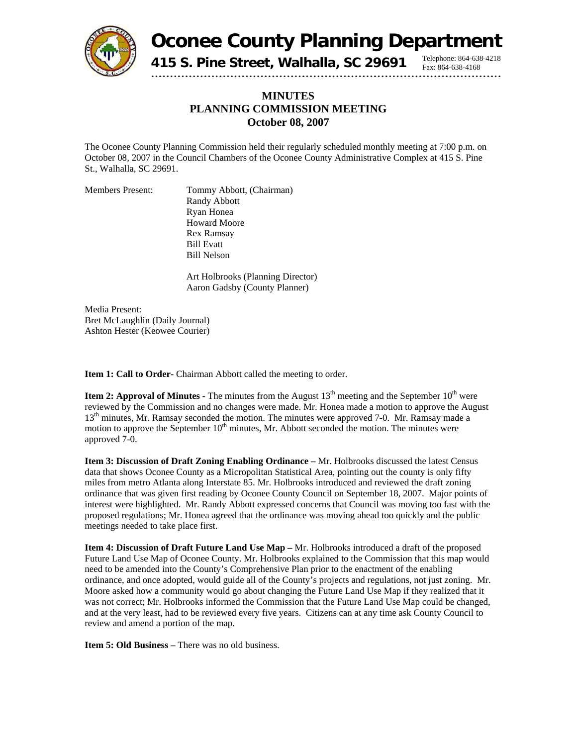# Oconee County Planning Department

**415 S. Pine Street, Walhalla, SC 29691**

Telephone: 864-638-4218
Fax: 864-638-4168

## MINUTES
## PLANNING COMMISSION MEETING
## October 08, 2007

The Oconee County Planning Commission held their regularly scheduled monthly meeting at 7:00 p.m. on October 08, 2007 in the Council Chambers of the Oconee County Administrative Complex at 415 S. Pine St., Walhalla, SC 29691.

Members Present:
- Tommy Abbott, (Chairman)
- Randy Abbott
- Ryan Honea
- Howard Moore
- Rex Ramsay
- Bill Evatt
- Bill Nelson

- Art Holbrooks (Planning Director)
- Aaron Gadsby (County Planner)

Media Present:
Bret McLaughlin (Daily Journal)
Ashton Hester (Keowee Courier)

**Item 1: Call to Order-** Chairman Abbott called the meeting to order.

**Item 2: Approval of Minutes -** The minutes from the August 13th meeting and the September 10th were reviewed by the Commission and no changes were made. Mr. Honea made a motion to approve the August 13th minutes, Mr. Ramsay seconded the motion. The minutes were approved 7-0. Mr. Ramsay made a motion to approve the September 10th minutes, Mr. Abbott seconded the motion. The minutes were approved 7-0.

**Item 3: Discussion of Draft Zoning Enabling Ordinance –** Mr. Holbrooks discussed the latest Census data that shows Oconee County as a Micropolitan Statistical Area, pointing out the county is only fifty miles from metro Atlanta along Interstate 85. Mr. Holbrooks introduced and reviewed the draft zoning ordinance that was given first reading by Oconee County Council on September 18, 2007. Major points of interest were highlighted. Mr. Randy Abbott expressed concerns that Council was moving too fast with the proposed regulations; Mr. Honea agreed that the ordinance was moving ahead too quickly and the public meetings needed to take place first.

**Item 4: Discussion of Draft Future Land Use Map –** Mr. Holbrooks introduced a draft of the proposed Future Land Use Map of Oconee County. Mr. Holbrooks explained to the Commission that this map would need to be amended into the County's Comprehensive Plan prior to the enactment of the enabling ordinance, and once adopted, would guide all of the County's projects and regulations, not just zoning. Mr. Moore asked how a community would go about changing the Future Land Use Map if they realized that it was not correct; Mr. Holbrooks informed the Commission that the Future Land Use Map could be changed, and at the very least, had to be reviewed every five years. Citizens can at any time ask County Council to review and amend a portion of the map.

**Item 5: Old Business –** There was no old business.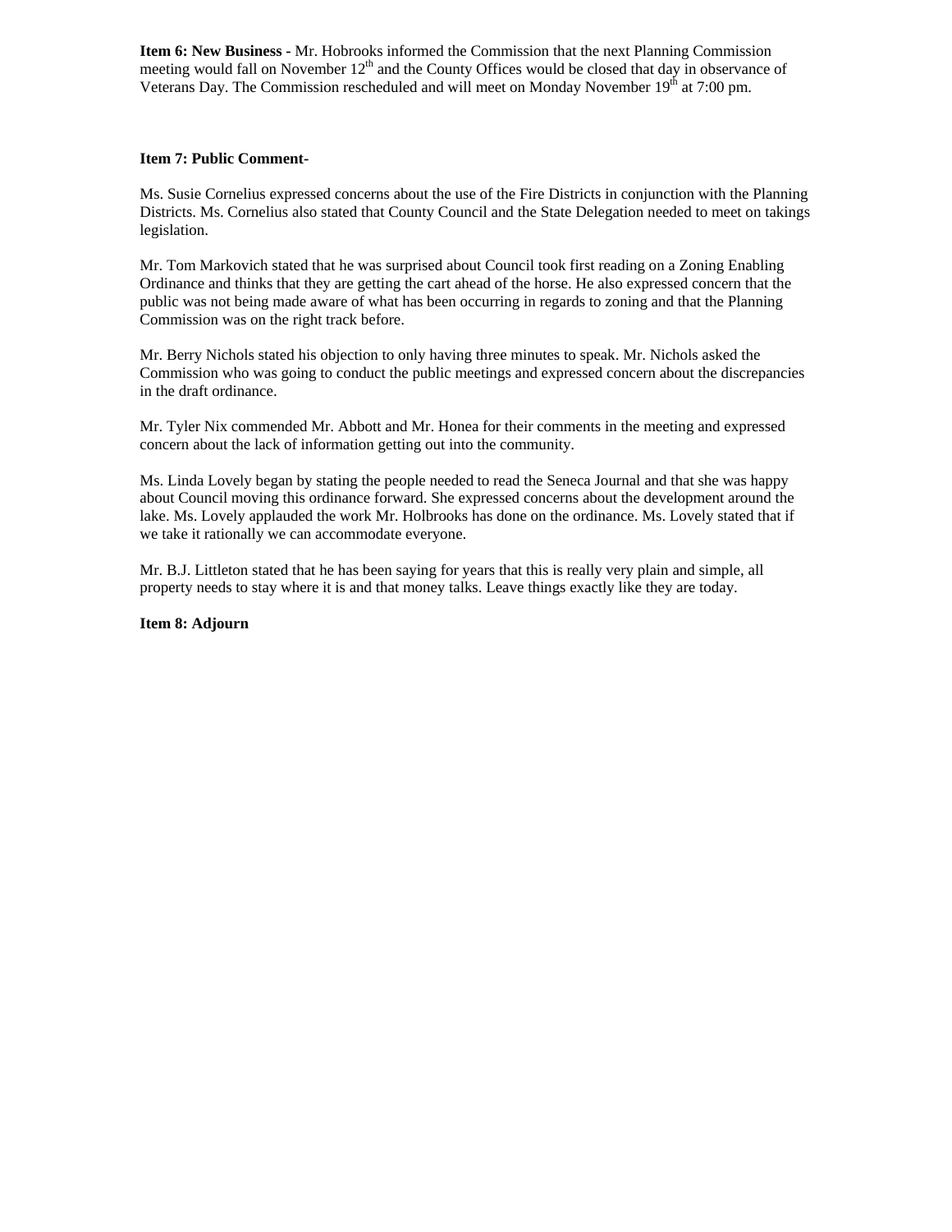**Item 6: New Business -** Mr. Hobrooks informed the Commission that the next Planning Commission meeting would fall on November 12th and the County Offices would be closed that day in observance of Veterans Day. The Commission rescheduled and will meet on Monday November 19th at 7:00 pm.

**Item 7: Public Comment-**

Ms. Susie Cornelius expressed concerns about the use of the Fire Districts in conjunction with the Planning Districts. Ms. Cornelius also stated that County Council and the State Delegation needed to meet on takings legislation.

Mr. Tom Markovich stated that he was surprised about Council took first reading on a Zoning Enabling Ordinance and thinks that they are getting the cart ahead of the horse. He also expressed concern that the public was not being made aware of what has been occurring in regards to zoning and that the Planning Commission was on the right track before.

Mr. Berry Nichols stated his objection to only having three minutes to speak. Mr. Nichols asked the Commission who was going to conduct the public meetings and expressed concern about the discrepancies in the draft ordinance.

Mr. Tyler Nix commended Mr. Abbott and Mr. Honea for their comments in the meeting and expressed concern about the lack of information getting out into the community.

Ms. Linda Lovely began by stating the people needed to read the Seneca Journal and that she was happy about Council moving this ordinance forward. She expressed concerns about the development around the lake. Ms. Lovely applauded the work Mr. Holbrooks has done on the ordinance. Ms. Lovely stated that if we take it rationally we can accommodate everyone.

Mr. B.J. Littleton stated that he has been saying for years that this is really very plain and simple, all property needs to stay where it is and that money talks. Leave things exactly like they are today.

**Item 8: Adjourn**